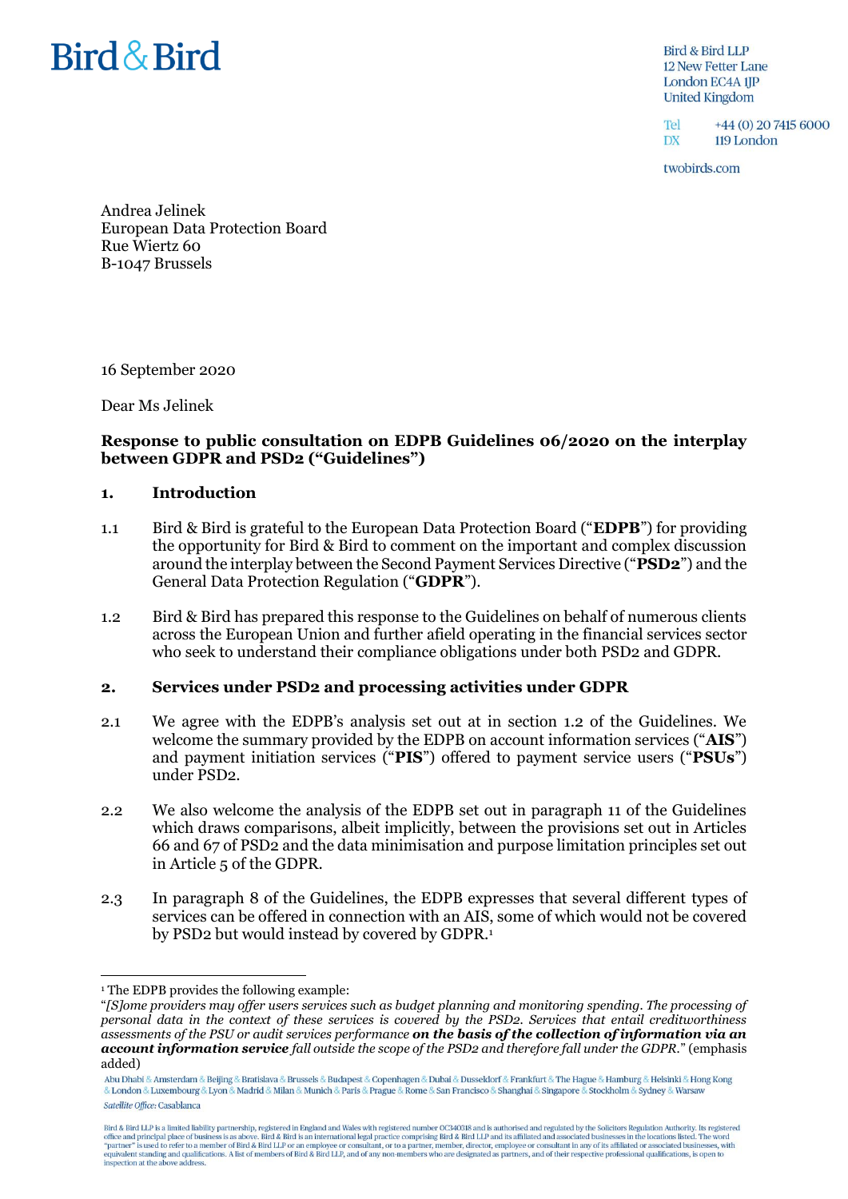Bird & Bird

Bird & Bird LLP
12 New Fetter Lane
London EC4A 1JP
United Kingdom

Tel +44 (0) 20 7415 6000
DX 119 London

twobirds.com

Andrea Jelinek
European Data Protection Board
Rue Wiertz 60
B-1047 Brussels

16 September 2020

Dear Ms Jelinek

**Response to public consultation on EDPB Guidelines 06/2020 on the interplay between GDPR and PSD2 ("Guidelines")**

## 1. Introduction

1.1 Bird & Bird is grateful to the European Data Protection Board ("**EDPB**") for providing the opportunity for Bird & Bird to comment on the important and complex discussion around the interplay between the Second Payment Services Directive ("**PSD2**") and the General Data Protection Regulation ("**GDPR**").

1.2 Bird & Bird has prepared this response to the Guidelines on behalf of numerous clients across the European Union and further afield operating in the financial services sector who seek to understand their compliance obligations under both PSD2 and GDPR.

## 2. Services under PSD2 and processing activities under GDPR

2.1 We agree with the EDPB's analysis set out at in section 1.2 of the Guidelines. We welcome the summary provided by the EDPB on account information services ("**AIS**") and payment initiation services ("**PIS**") offered to payment service users ("**PSUs**") under PSD2.

2.2 We also welcome the analysis of the EDPB set out in paragraph 11 of the Guidelines which draws comparisons, albeit implicitly, between the provisions set out in Articles 66 and 67 of PSD2 and the data minimisation and purpose limitation principles set out in Article 5 of the GDPR.

2.3 In paragraph 8 of the Guidelines, the EDPB expresses that several different types of services can be offered in connection with an AIS, some of which would not be covered by PSD2 but would instead by covered by GDPR.[1]

[1] The EDPB provides the following example:
"*[S]ome providers may offer users services such as budget planning and monitoring spending. The processing of personal data in the context of these services is covered by the PSD2. Services that entail creditworthiness assessments of the PSU or audit services performance* ***on the basis of the collection of information via an account information service*** *fall outside the scope of the PSD2 and therefore fall under the GDPR.*" (emphasis added)

Abu Dhabi & Amsterdam & Beijing & Bratislava & Brussels & Budapest & Copenhagen & Dubai & Dusseldorf & Frankfurt & The Hague & Hamburg & Helsinki & Hong Kong & London & Luxembourg & Lyon & Madrid & Milan & Munich & Paris & Prague & Rome & San Francisco & Shanghai & Singapore & Stockholm & Sydney & Warsaw
*Satellite Office:* Casablanca

Bird & Bird LLP is a limited liability partnership, registered in England and Wales with registered number OC340318 and is authorised and regulated by the Solicitors Regulation Authority. Its registered office and principal place of business is as above. Bird & Bird is an international legal practice comprising Bird & Bird LLP and its affiliated and associated businesses in the locations listed. The word "partner" is used to refer to a member of Bird & Bird LLP or an employee or consultant, or to a partner, member, director, employee or consultant in any of its affiliated or associated businesses, with equivalent standing and qualifications. A list of members of Bird & Bird LLP, and of any non-members who are designated as partners, and of their respective professional qualifications, is open to inspection at the above address.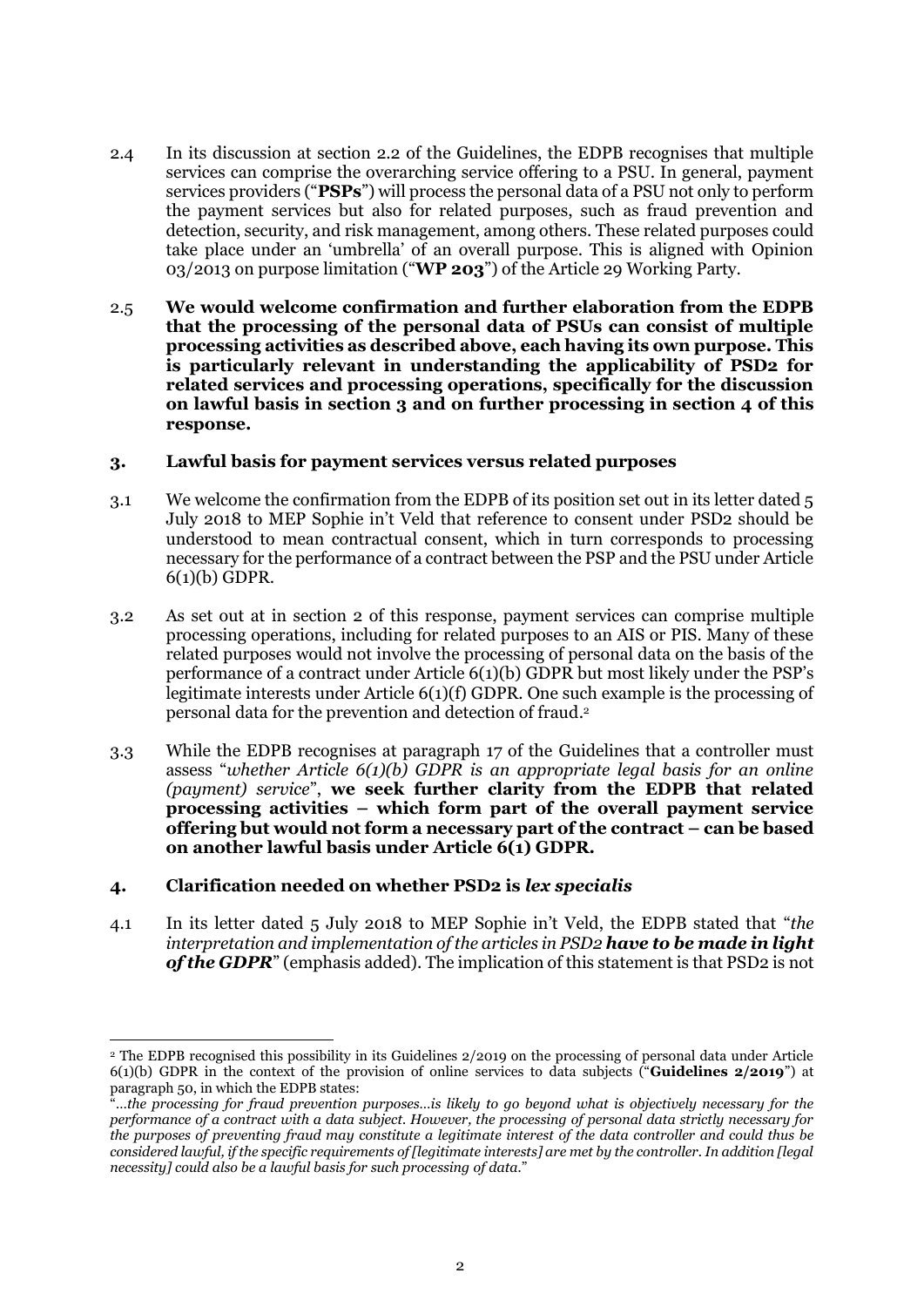2.4 In its discussion at section 2.2 of the Guidelines, the EDPB recognises that multiple services can comprise the overarching service offering to a PSU. In general, payment services providers ("**PSPs**") will process the personal data of a PSU not only to perform the payment services but also for related purposes, such as fraud prevention and detection, security, and risk management, among others. These related purposes could take place under an 'umbrella' of an overall purpose. This is aligned with Opinion 03/2013 on purpose limitation ("**WP 203**") of the Article 29 Working Party.

2.5 **We would welcome confirmation and further elaboration from the EDPB that the processing of the personal data of PSUs can consist of multiple processing activities as described above, each having its own purpose. This is particularly relevant in understanding the applicability of PSD2 for related services and processing operations, specifically for the discussion on lawful basis in section 3 and on further processing in section 4 of this response.**

### 3. Lawful basis for payment services versus related purposes

3.1 We welcome the confirmation from the EDPB of its position set out in its letter dated 5 July 2018 to MEP Sophie in't Veld that reference to consent under PSD2 should be understood to mean contractual consent, which in turn corresponds to processing necessary for the performance of a contract between the PSP and the PSU under Article 6(1)(b) GDPR.

3.2 As set out at in section 2 of this response, payment services can comprise multiple processing operations, including for related purposes to an AIS or PIS. Many of these related purposes would not involve the processing of personal data on the basis of the performance of a contract under Article 6(1)(b) GDPR but most likely under the PSP's legitimate interests under Article 6(1)(f) GDPR. One such example is the processing of personal data for the prevention and detection of fraud.[2]

3.3 While the EDPB recognises at paragraph 17 of the Guidelines that a controller must assess "*whether Article 6(1)(b) GDPR is an appropriate legal basis for an online (payment) service*", **we seek further clarity from the EDPB that related processing activities – which form part of the overall payment service offering but would not form a necessary part of the contract – can be based on another lawful basis under Article 6(1) GDPR.**

### 4. Clarification needed on whether PSD2 is *lex specialis*

4.1 In its letter dated 5 July 2018 to MEP Sophie in't Veld, the EDPB stated that "*the interpretation and implementation of the articles in PSD2* ***have to be made in light of the GDPR***" (emphasis added). The implication of this statement is that PSD2 is not

---

[2] The EDPB recognised this possibility in its Guidelines 2/2019 on the processing of personal data under Article 6(1)(b) GDPR in the context of the provision of online services to data subjects ("**Guidelines 2/2019**") at paragraph 50, in which the EDPB states:
"*…the processing for fraud prevention purposes…is likely to go beyond what is objectively necessary for the performance of a contract with a data subject. However, the processing of personal data strictly necessary for the purposes of preventing fraud may constitute a legitimate interest of the data controller and could thus be considered lawful, if the specific requirements of [legitimate interests] are met by the controller. In addition [legal necessity] could also be a lawful basis for such processing of data.*"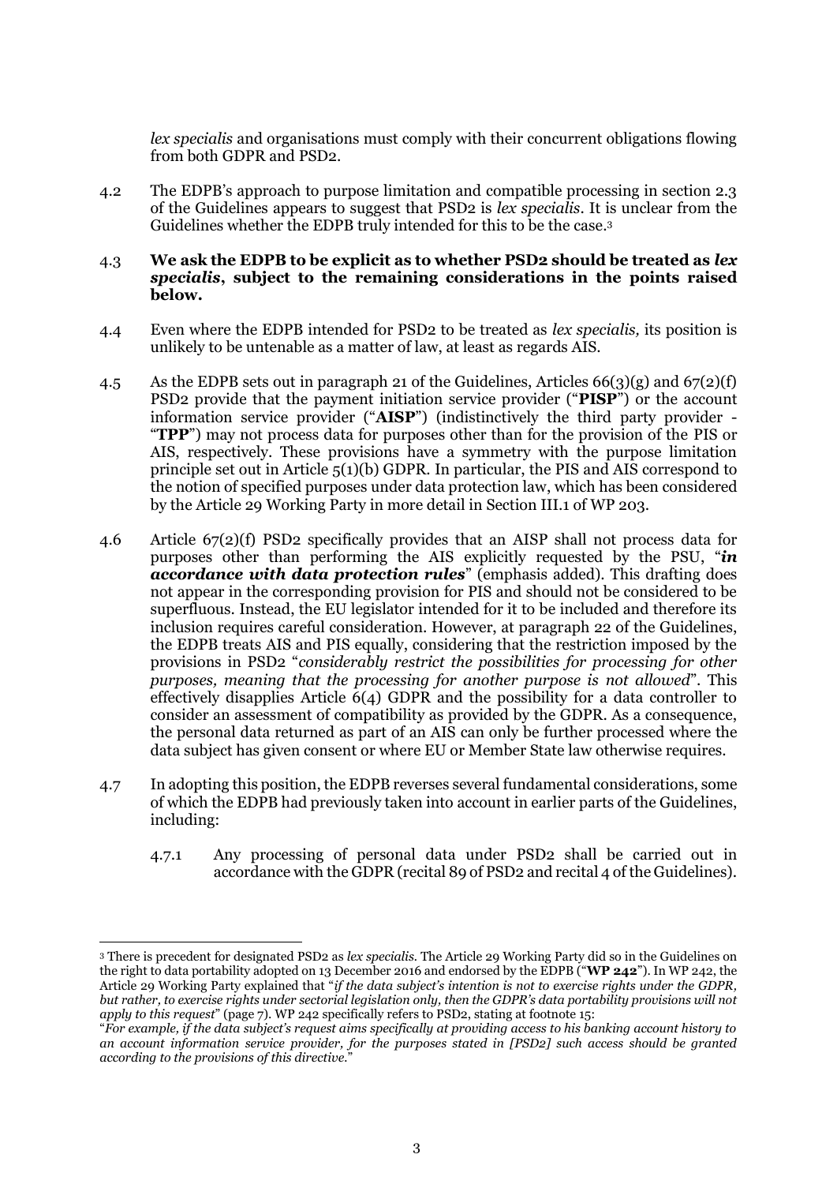*lex specialis* and organisations must comply with their concurrent obligations flowing from both GDPR and PSD2.

4.2 The EDPB's approach to purpose limitation and compatible processing in section 2.3 of the Guidelines appears to suggest that PSD2 is *lex specialis*. It is unclear from the Guidelines whether the EDPB truly intended for this to be the case.[3]

4.3 **We ask the EDPB to be explicit as to whether PSD2 should be treated as *lex specialis*, subject to the remaining considerations in the points raised below.**

4.4 Even where the EDPB intended for PSD2 to be treated as *lex specialis,* its position is unlikely to be untenable as a matter of law, at least as regards AIS.

4.5 As the EDPB sets out in paragraph 21 of the Guidelines, Articles 66(3)(g) and 67(2)(f) PSD2 provide that the payment initiation service provider ("**PISP**") or the account information service provider ("**AISP**") (indistinctively the third party provider - "**TPP**") may not process data for purposes other than for the provision of the PIS or AIS, respectively. These provisions have a symmetry with the purpose limitation principle set out in Article 5(1)(b) GDPR. In particular, the PIS and AIS correspond to the notion of specified purposes under data protection law, which has been considered by the Article 29 Working Party in more detail in Section III.1 of WP 203.

4.6 Article 67(2)(f) PSD2 specifically provides that an AISP shall not process data for purposes other than performing the AIS explicitly requested by the PSU, "***in accordance with data protection rules***" (emphasis added). This drafting does not appear in the corresponding provision for PIS and should not be considered to be superfluous. Instead, the EU legislator intended for it to be included and therefore its inclusion requires careful consideration. However, at paragraph 22 of the Guidelines, the EDPB treats AIS and PIS equally, considering that the restriction imposed by the provisions in PSD2 "*considerably restrict the possibilities for processing for other purposes, meaning that the processing for another purpose is not allowed*". This effectively disapplies Article 6(4) GDPR and the possibility for a data controller to consider an assessment of compatibility as provided by the GDPR. As a consequence, the personal data returned as part of an AIS can only be further processed where the data subject has given consent or where EU or Member State law otherwise requires.

4.7 In adopting this position, the EDPB reverses several fundamental considerations, some of which the EDPB had previously taken into account in earlier parts of the Guidelines, including:

4.7.1 Any processing of personal data under PSD2 shall be carried out in accordance with the GDPR (recital 89 of PSD2 and recital 4 of the Guidelines).

---

[3] There is precedent for designated PSD2 as *lex specialis*. The Article 29 Working Party did so in the Guidelines on the right to data portability adopted on 13 December 2016 and endorsed by the EDPB ("**WP 242**"). In WP 242, the Article 29 Working Party explained that "*if the data subject's intention is not to exercise rights under the GDPR, but rather, to exercise rights under sectorial legislation only, then the GDPR's data portability provisions will not apply to this request*" (page 7). WP 242 specifically refers to PSD2, stating at footnote 15:

"*For example, if the data subject's request aims specifically at providing access to his banking account history to an account information service provider, for the purposes stated in [PSD2] such access should be granted according to the provisions of this directive.*"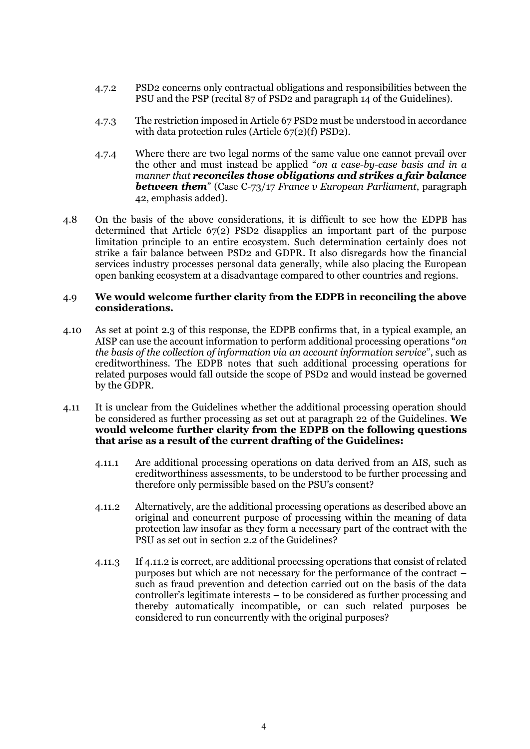4.7.2 PSD2 concerns only contractual obligations and responsibilities between the PSU and the PSP (recital 87 of PSD2 and paragraph 14 of the Guidelines).

4.7.3 The restriction imposed in Article 67 PSD2 must be understood in accordance with data protection rules (Article 67(2)(f) PSD2).

4.7.4 Where there are two legal norms of the same value one cannot prevail over the other and must instead be applied "*on a case-by-case basis and in a manner that* ***reconciles those obligations and strikes a fair balance between them***" (Case C-73/17 *France v European Parliament*, paragraph 42, emphasis added).

4.8 On the basis of the above considerations, it is difficult to see how the EDPB has determined that Article 67(2) PSD2 disapplies an important part of the purpose limitation principle to an entire ecosystem. Such determination certainly does not strike a fair balance between PSD2 and GDPR. It also disregards how the financial services industry processes personal data generally, while also placing the European open banking ecosystem at a disadvantage compared to other countries and regions.

4.9 **We would welcome further clarity from the EDPB in reconciling the above considerations.**

4.10 As set at point 2.3 of this response, the EDPB confirms that, in a typical example, an AISP can use the account information to perform additional processing operations "*on the basis of the collection of information via an account information service*", such as creditworthiness. The EDPB notes that such additional processing operations for related purposes would fall outside the scope of PSD2 and would instead be governed by the GDPR.

4.11 It is unclear from the Guidelines whether the additional processing operation should be considered as further processing as set out at paragraph 22 of the Guidelines. **We would welcome further clarity from the EDPB on the following questions that arise as a result of the current drafting of the Guidelines:**

4.11.1 Are additional processing operations on data derived from an AIS, such as creditworthiness assessments, to be understood to be further processing and therefore only permissible based on the PSU's consent?

4.11.2 Alternatively, are the additional processing operations as described above an original and concurrent purpose of processing within the meaning of data protection law insofar as they form a necessary part of the contract with the PSU as set out in section 2.2 of the Guidelines?

4.11.3 If 4.11.2 is correct, are additional processing operations that consist of related purposes but which are not necessary for the performance of the contract – such as fraud prevention and detection carried out on the basis of the data controller's legitimate interests – to be considered as further processing and thereby automatically incompatible, or can such related purposes be considered to run concurrently with the original purposes?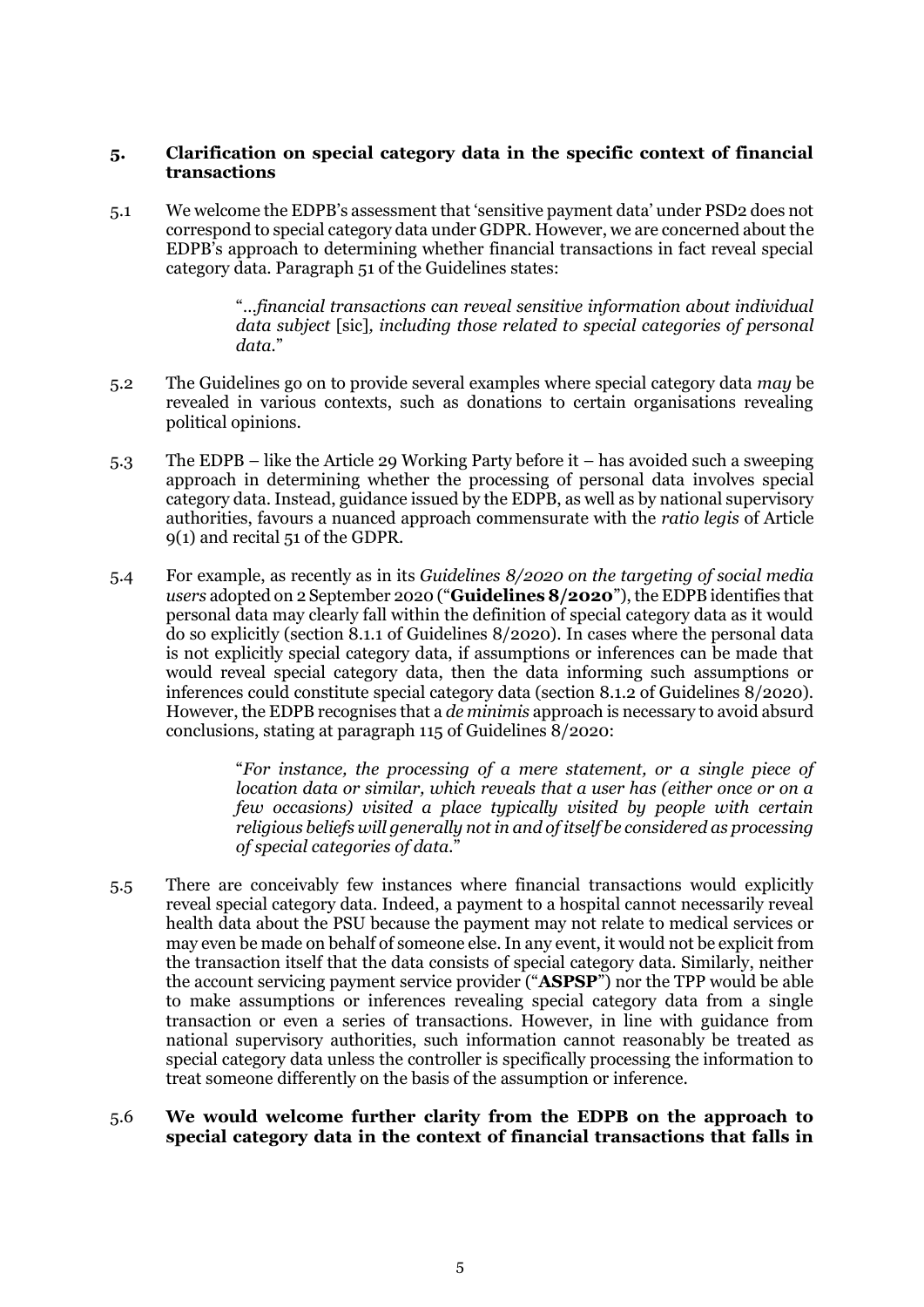## 5. Clarification on special category data in the specific context of financial transactions

5.1 We welcome the EDPB's assessment that 'sensitive payment data' under PSD2 does not correspond to special category data under GDPR. However, we are concerned about the EDPB's approach to determining whether financial transactions in fact reveal special category data. Paragraph 51 of the Guidelines states:

> "*...financial transactions can reveal sensitive information about individual data subject* [sic]*, including those related to special categories of personal data.*"

5.2 The Guidelines go on to provide several examples where special category data *may* be revealed in various contexts, such as donations to certain organisations revealing political opinions.

5.3 The EDPB – like the Article 29 Working Party before it – has avoided such a sweeping approach in determining whether the processing of personal data involves special category data. Instead, guidance issued by the EDPB, as well as by national supervisory authorities, favours a nuanced approach commensurate with the *ratio legis* of Article 9(1) and recital 51 of the GDPR.

5.4 For example, as recently as in its *Guidelines 8/2020 on the targeting of social media users* adopted on 2 September 2020 ("**Guidelines 8/2020**"), the EDPB identifies that personal data may clearly fall within the definition of special category data as it would do so explicitly (section 8.1.1 of Guidelines 8/2020). In cases where the personal data is not explicitly special category data, if assumptions or inferences can be made that would reveal special category data, then the data informing such assumptions or inferences could constitute special category data (section 8.1.2 of Guidelines 8/2020). However, the EDPB recognises that a *de minimis* approach is necessary to avoid absurd conclusions, stating at paragraph 115 of Guidelines 8/2020:

> "*For instance, the processing of a mere statement, or a single piece of location data or similar, which reveals that a user has (either once or on a few occasions) visited a place typically visited by people with certain religious beliefs will generally not in and of itself be considered as processing of special categories of data.*"

5.5 There are conceivably few instances where financial transactions would explicitly reveal special category data. Indeed, a payment to a hospital cannot necessarily reveal health data about the PSU because the payment may not relate to medical services or may even be made on behalf of someone else. In any event, it would not be explicit from the transaction itself that the data consists of special category data. Similarly, neither the account servicing payment service provider ("**ASPSP**") nor the TPP would be able to make assumptions or inferences revealing special category data from a single transaction or even a series of transactions. However, in line with guidance from national supervisory authorities, such information cannot reasonably be treated as special category data unless the controller is specifically processing the information to treat someone differently on the basis of the assumption or inference.

5.6 **We would welcome further clarity from the EDPB on the approach to special category data in the context of financial transactions that falls in**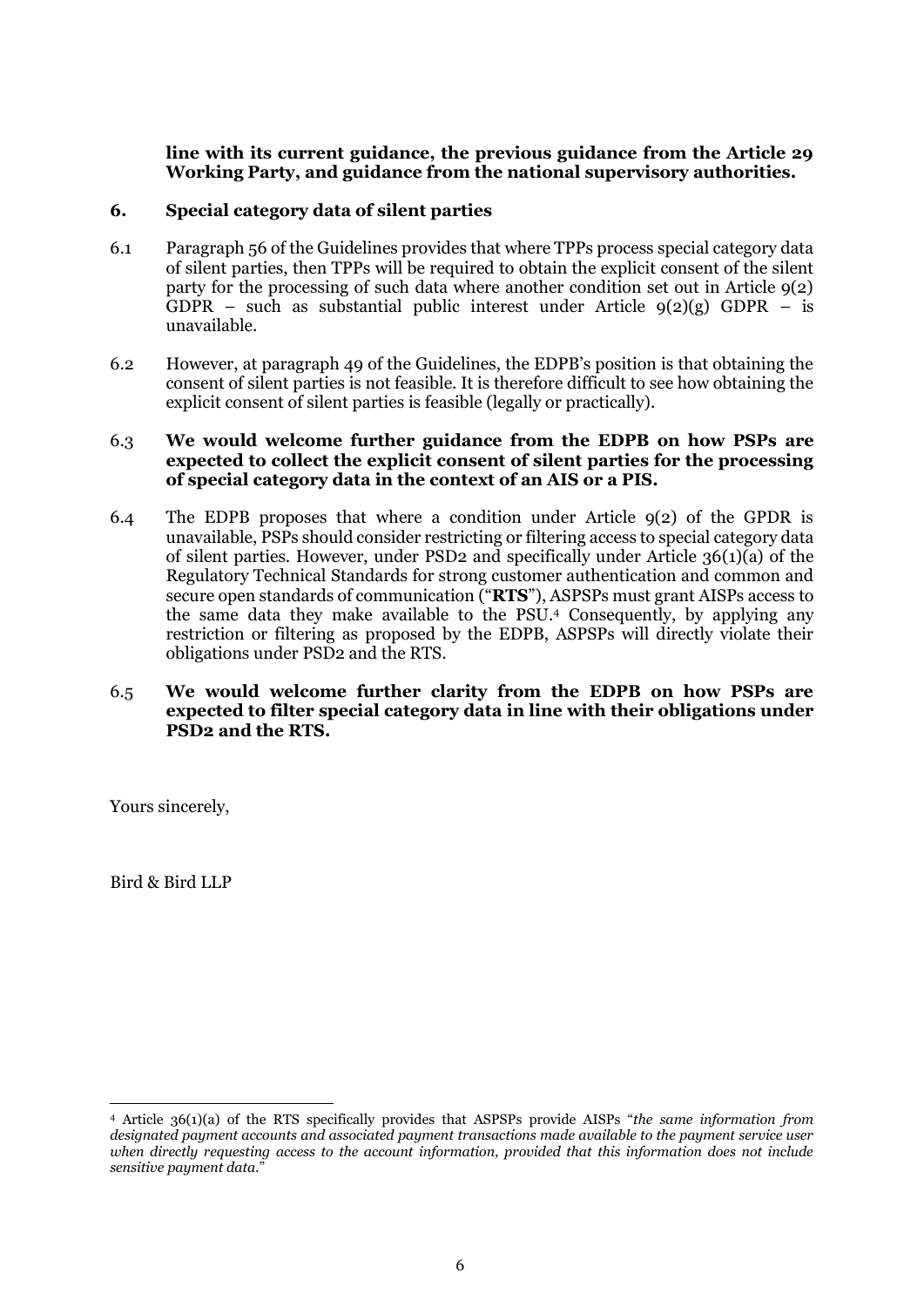**line with its current guidance, the previous guidance from the Article 29 Working Party, and guidance from the national supervisory authorities.**

## 6. Special category data of silent parties

6.1 Paragraph 56 of the Guidelines provides that where TPPs process special category data of silent parties, then TPPs will be required to obtain the explicit consent of the silent party for the processing of such data where another condition set out in Article 9(2) GDPR – such as substantial public interest under Article 9(2)(g) GDPR – is unavailable.

6.2 However, at paragraph 49 of the Guidelines, the EDPB's position is that obtaining the consent of silent parties is not feasible. It is therefore difficult to see how obtaining the explicit consent of silent parties is feasible (legally or practically).

6.3 **We would welcome further guidance from the EDPB on how PSPs are expected to collect the explicit consent of silent parties for the processing of special category data in the context of an AIS or a PIS.**

6.4 The EDPB proposes that where a condition under Article 9(2) of the GPDR is unavailable, PSPs should consider restricting or filtering access to special category data of silent parties. However, under PSD2 and specifically under Article 36(1)(a) of the Regulatory Technical Standards for strong customer authentication and common and secure open standards of communication ("**RTS**"), ASPSPs must grant AISPs access to the same data they make available to the PSU.[4] Consequently, by applying any restriction or filtering as proposed by the EDPB, ASPSPs will directly violate their obligations under PSD2 and the RTS.

6.5 **We would welcome further clarity from the EDPB on how PSPs are expected to filter special category data in line with their obligations under PSD2 and the RTS.**

Yours sincerely,

Bird & Bird LLP

---

[4] Article 36(1)(a) of the RTS specifically provides that ASPSPs provide AISPs "*the same information from designated payment accounts and associated payment transactions made available to the payment service user when directly requesting access to the account information, provided that this information does not include sensitive payment data.*"